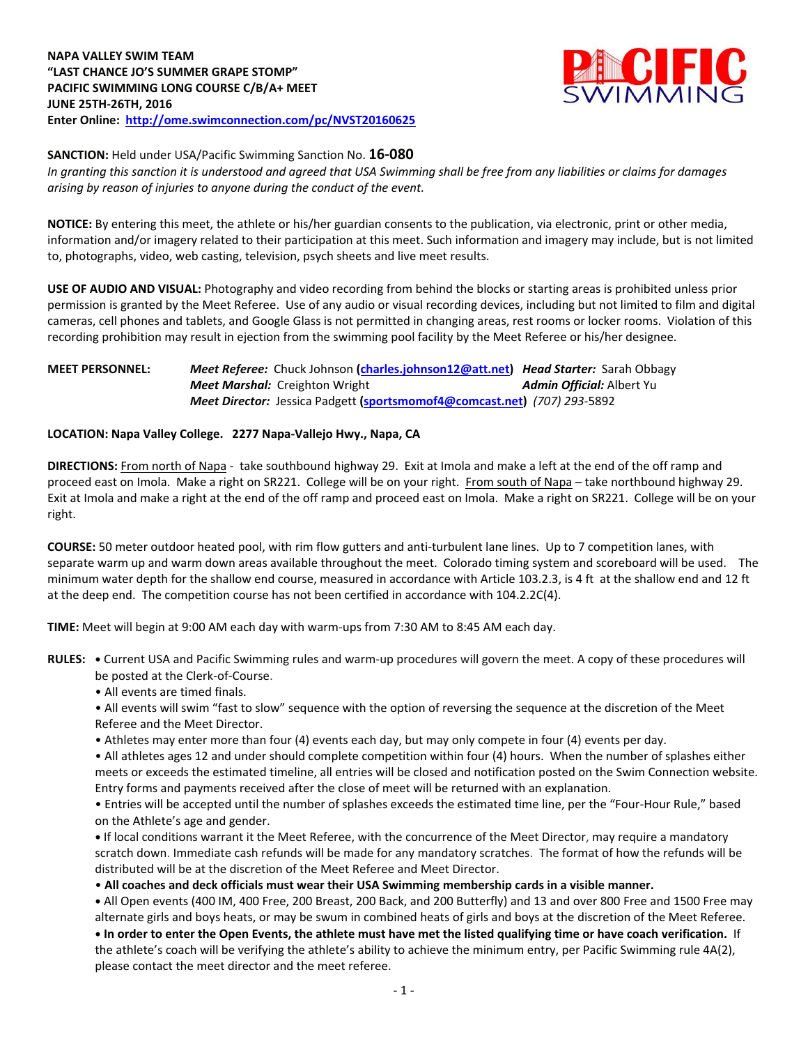**NAPA VALLEY SWIM TEAM**
**"LAST CHANCE JO'S SUMMER GRAPE STOMP"**
**PACIFIC SWIMMING LONG COURSE C/B/A+ MEET**
**JUNE 25TH-26TH, 2016**
**Enter Online: http://ome.swimconnection.com/pc/NVST20160625**

**SANCTION:** Held under USA/Pacific Swimming Sanction No. **16-080**
*In granting this sanction it is understood and agreed that USA Swimming shall be free from any liabilities or claims for damages arising by reason of injuries to anyone during the conduct of the event.*

**NOTICE:** By entering this meet, the athlete or his/her guardian consents to the publication, via electronic, print or other media, information and/or imagery related to their participation at this meet. Such information and imagery may include, but is not limited to, photographs, video, web casting, television, psych sheets and live meet results.

**USE OF AUDIO AND VISUAL:** Photography and video recording from behind the blocks or starting areas is prohibited unless prior permission is granted by the Meet Referee. Use of any audio or visual recording devices, including but not limited to film and digital cameras, cell phones and tablets, and Google Glass is not permitted in changing areas, rest rooms or locker rooms. Violation of this recording prohibition may result in ejection from the swimming pool facility by the Meet Referee or his/her designee.

**MEET PERSONNEL:**
*Meet Referee:* Chuck Johnson (**charles.johnson12@att.net**) *Head Starter:* Sarah Obbagy
*Meet Marshal:* Creighton Wright *Admin Official:* Albert Yu
*Meet Director:* Jessica Padgett (**sportsmomof4@comcast.net**) *(707) 293*-5892

**LOCATION: Napa Valley College. 2277 Napa-Vallejo Hwy., Napa, CA**

**DIRECTIONS:** From north of Napa - take southbound highway 29. Exit at Imola and make a left at the end of the off ramp and proceed east on Imola. Make a right on SR221. College will be on your right. From south of Napa – take northbound highway 29. Exit at Imola and make a right at the end of the off ramp and proceed east on Imola. Make a right on SR221. College will be on your right.

**COURSE:** 50 meter outdoor heated pool, with rim flow gutters and anti-turbulent lane lines. Up to 7 competition lanes, with separate warm up and warm down areas available throughout the meet. Colorado timing system and scoreboard will be used. The minimum water depth for the shallow end course, measured in accordance with Article 103.2.3, is 4 ft at the shallow end and 12 ft at the deep end. The competition course has not been certified in accordance with 104.2.2C(4).

**TIME:** Meet will begin at 9:00 AM each day with warm-ups from 7:30 AM to 8:45 AM each day.

**RULES:**
- Current USA and Pacific Swimming rules and warm-up procedures will govern the meet. A copy of these procedures will be posted at the Clerk-of-Course.
- All events are timed finals.
- All events will swim "fast to slow" sequence with the option of reversing the sequence at the discretion of the Meet Referee and the Meet Director.
- Athletes may enter more than four (4) events each day, but may only compete in four (4) events per day.
- All athletes ages 12 and under should complete competition within four (4) hours. When the number of splashes either meets or exceeds the estimated timeline, all entries will be closed and notification posted on the Swim Connection website. Entry forms and payments received after the close of meet will be returned with an explanation.
- Entries will be accepted until the number of splashes exceeds the estimated time line, per the "Four-Hour Rule," based on the Athlete's age and gender.
- If local conditions warrant it the Meet Referee, with the concurrence of the Meet Director, may require a mandatory scratch down. Immediate cash refunds will be made for any mandatory scratches. The format of how the refunds will be distributed will be at the discretion of the Meet Referee and Meet Director.
- **All coaches and deck officials must wear their USA Swimming membership cards in a visible manner.**
- All Open events (400 IM, 400 Free, 200 Breast, 200 Back, and 200 Butterfly) and 13 and over 800 Free and 1500 Free may alternate girls and boys heats, or may be swum in combined heats of girls and boys at the discretion of the Meet Referee.
- **In order to enter the Open Events, the athlete must have met the listed qualifying time or have coach verification.** If the athlete's coach will be verifying the athlete's ability to achieve the minimum entry, per Pacific Swimming rule 4A(2), please contact the meet director and the meet referee.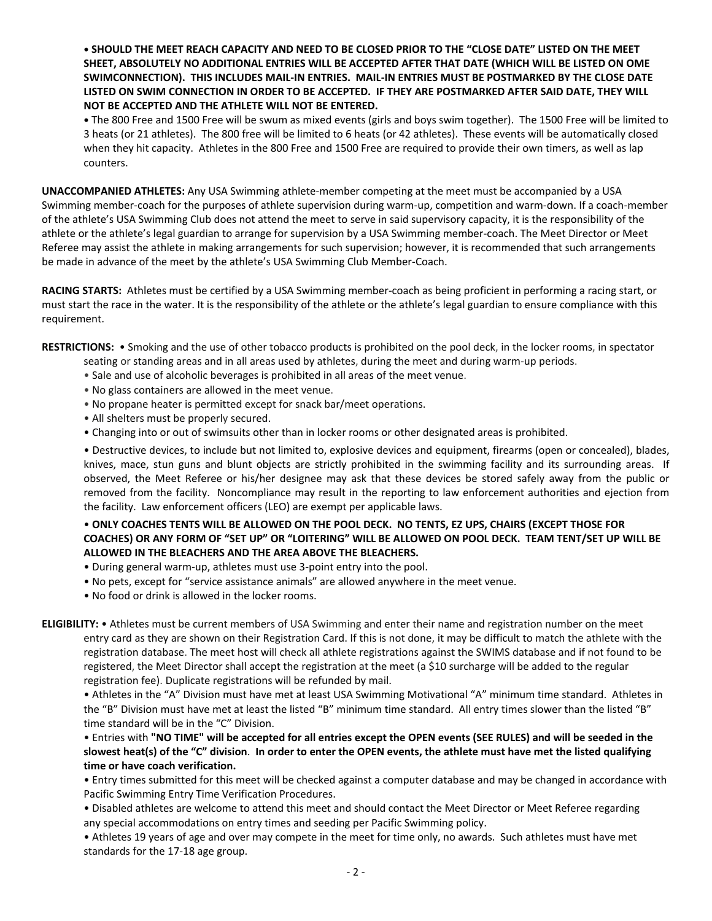• **SHOULD THE MEET REACH CAPACITY AND NEED TO BE CLOSED PRIOR TO THE "CLOSE DATE" LISTED ON THE MEET SHEET, ABSOLUTELY NO ADDITIONAL ENTRIES WILL BE ACCEPTED AFTER THAT DATE (WHICH WILL BE LISTED ON OME SWIMCONNECTION). THIS INCLUDES MAIL-IN ENTRIES. MAIL-IN ENTRIES MUST BE POSTMARKED BY THE CLOSE DATE LISTED ON SWIM CONNECTION IN ORDER TO BE ACCEPTED. IF THEY ARE POSTMARKED AFTER SAID DATE, THEY WILL NOT BE ACCEPTED AND THE ATHLETE WILL NOT BE ENTERED.**

• The 800 Free and 1500 Free will be swum as mixed events (girls and boys swim together). The 1500 Free will be limited to 3 heats (or 21 athletes). The 800 free will be limited to 6 heats (or 42 athletes). These events will be automatically closed when they hit capacity. Athletes in the 800 Free and 1500 Free are required to provide their own timers, as well as lap counters.

**UNACCOMPANIED ATHLETES:** Any USA Swimming athlete-member competing at the meet must be accompanied by a USA Swimming member-coach for the purposes of athlete supervision during warm-up, competition and warm-down. If a coach-member of the athlete's USA Swimming Club does not attend the meet to serve in said supervisory capacity, it is the responsibility of the athlete or the athlete's legal guardian to arrange for supervision by a USA Swimming member-coach. The Meet Director or Meet Referee may assist the athlete in making arrangements for such supervision; however, it is recommended that such arrangements be made in advance of the meet by the athlete's USA Swimming Club Member-Coach.

**RACING STARTS:** Athletes must be certified by a USA Swimming member-coach as being proficient in performing a racing start, or must start the race in the water. It is the responsibility of the athlete or the athlete's legal guardian to ensure compliance with this requirement.

**RESTRICTIONS:** • Smoking and the use of other tobacco products is prohibited on the pool deck, in the locker rooms, in spectator seating or standing areas and in all areas used by athletes, during the meet and during warm-up periods.

- Sale and use of alcoholic beverages is prohibited in all areas of the meet venue.
- No glass containers are allowed in the meet venue.
- No propane heater is permitted except for snack bar/meet operations.
- All shelters must be properly secured.
- Changing into or out of swimsuits other than in locker rooms or other designated areas is prohibited.
- Destructive devices, to include but not limited to, explosive devices and equipment, firearms (open or concealed), blades, knives, mace, stun guns and blunt objects are strictly prohibited in the swimming facility and its surrounding areas. If observed, the Meet Referee or his/her designee may ask that these devices be stored safely away from the public or removed from the facility. Noncompliance may result in the reporting to law enforcement authorities and ejection from the facility. Law enforcement officers (LEO) are exempt per applicable laws.
- **ONLY COACHES TENTS WILL BE ALLOWED ON THE POOL DECK. NO TENTS, EZ UPS, CHAIRS (EXCEPT THOSE FOR COACHES) OR ANY FORM OF "SET UP" OR "LOITERING" WILL BE ALLOWED ON POOL DECK. TEAM TENT/SET UP WILL BE ALLOWED IN THE BLEACHERS AND THE AREA ABOVE THE BLEACHERS.**
- During general warm-up, athletes must use 3-point entry into the pool.
- No pets, except for "service assistance animals" are allowed anywhere in the meet venue.
- No food or drink is allowed in the locker rooms.

**ELIGIBILITY:** • Athletes must be current members of USA Swimming and enter their name and registration number on the meet entry card as they are shown on their Registration Card. If this is not done, it may be difficult to match the athlete with the registration database. The meet host will check all athlete registrations against the SWIMS database and if not found to be registered, the Meet Director shall accept the registration at the meet (a $10 surcharge will be added to the regular registration fee). Duplicate registrations will be refunded by mail.

- Athletes in the "A" Division must have met at least USA Swimming Motivational "A" minimum time standard. Athletes in the "B" Division must have met at least the listed "B" minimum time standard. All entry times slower than the listed "B" time standard will be in the "C" Division.
- Entries with **"NO TIME" will be accepted for all entries except the OPEN events (SEE RULES) and will be seeded in the slowest heat(s) of the "C" division. In order to enter the OPEN events, the athlete must have met the listed qualifying time or have coach verification.**
- Entry times submitted for this meet will be checked against a computer database and may be changed in accordance with Pacific Swimming Entry Time Verification Procedures.
- Disabled athletes are welcome to attend this meet and should contact the Meet Director or Meet Referee regarding any special accommodations on entry times and seeding per Pacific Swimming policy.
- Athletes 19 years of age and over may compete in the meet for time only, no awards. Such athletes must have met standards for the 17-18 age group.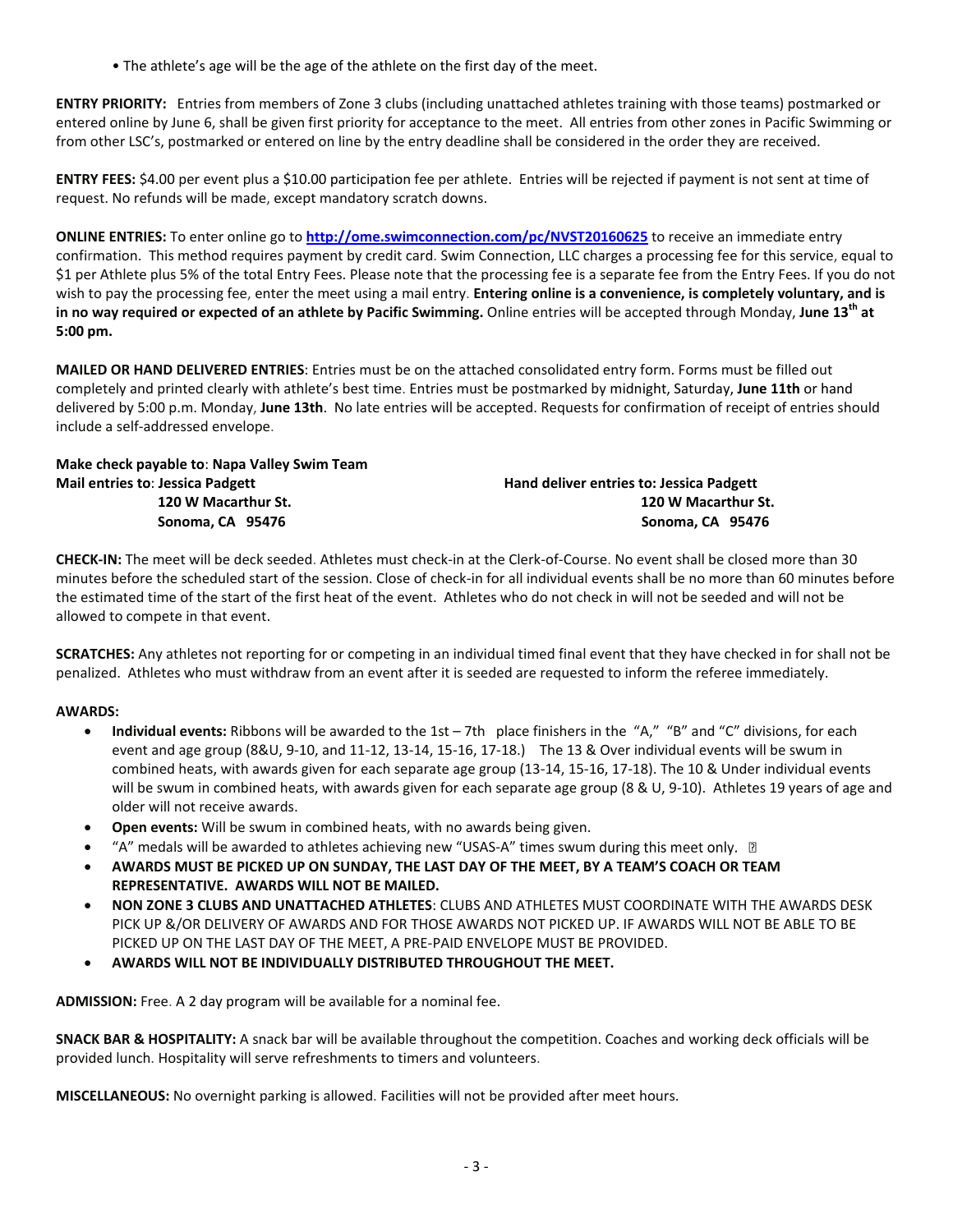• The athlete's age will be the age of the athlete on the first day of the meet.

**ENTRY PRIORITY:** Entries from members of Zone 3 clubs (including unattached athletes training with those teams) postmarked or entered online by June 6, shall be given first priority for acceptance to the meet. All entries from other zones in Pacific Swimming or from other LSC's, postmarked or entered on line by the entry deadline shall be considered in the order they are received.

**ENTRY FEES:** $4.00 per event plus a $10.00 participation fee per athlete. Entries will be rejected if payment is not sent at time of request. No refunds will be made, except mandatory scratch downs.

**ONLINE ENTRIES:** To enter online go to **http://ome.swimconnection.com/pc/NVST20160625** to receive an immediate entry confirmation. This method requires payment by credit card. Swim Connection, LLC charges a processing fee for this service, equal to $1 per Athlete plus 5% of the total Entry Fees. Please note that the processing fee is a separate fee from the Entry Fees. If you do not wish to pay the processing fee, enter the meet using a mail entry. **Entering online is a convenience, is completely voluntary, and is in no way required or expected of an athlete by Pacific Swimming.** Online entries will be accepted through Monday, **June 13th at 5:00 pm.**

**MAILED OR HAND DELIVERED ENTRIES**: Entries must be on the attached consolidated entry form. Forms must be filled out completely and printed clearly with athlete's best time. Entries must be postmarked by midnight, Saturday, **June 11th** or hand delivered by 5:00 p.m. Monday, **June 13th**. No late entries will be accepted. Requests for confirmation of receipt of entries should include a self-addressed envelope.

**Make check payable to**: **Napa Valley Swim Team**

**Mail entries to**: **Jessica Padgett**
**120 W Macarthur St.**
**Sonoma, CA 95476**

**Hand deliver entries to: Jessica Padgett**
**120 W Macarthur St.**
**Sonoma, CA 95476**

**CHECK-IN:** The meet will be deck seeded. Athletes must check-in at the Clerk-of-Course. No event shall be closed more than 30 minutes before the scheduled start of the session. Close of check-in for all individual events shall be no more than 60 minutes before the estimated time of the start of the first heat of the event. Athletes who do not check in will not be seeded and will not be allowed to compete in that event.

**SCRATCHES:** Any athletes not reporting for or competing in an individual timed final event that they have checked in for shall not be penalized. Athletes who must withdraw from an event after it is seeded are requested to inform the referee immediately.

**AWARDS:**

- **Individual events:** Ribbons will be awarded to the 1st – 7th place finishers in the "A," "B" and "C" divisions, for each event and age group (8&U, 9-10, and 11-12, 13-14, 15-16, 17-18.) The 13 & Over individual events will be swum in combined heats, with awards given for each separate age group (13-14, 15-16, 17-18). The 10 & Under individual events will be swum in combined heats, with awards given for each separate age group (8 & U, 9-10). Athletes 19 years of age and older will not receive awards.
- **Open events:** Will be swum in combined heats, with no awards being given.
- "A" medals will be awarded to athletes achieving new "USAS-A" times swum during this meet only.
- **AWARDS MUST BE PICKED UP ON SUNDAY, THE LAST DAY OF THE MEET, BY A TEAM'S COACH OR TEAM REPRESENTATIVE. AWARDS WILL NOT BE MAILED.**
- **NON ZONE 3 CLUBS AND UNATTACHED ATHLETES**: CLUBS AND ATHLETES MUST COORDINATE WITH THE AWARDS DESK PICK UP &/OR DELIVERY OF AWARDS AND FOR THOSE AWARDS NOT PICKED UP. IF AWARDS WILL NOT BE ABLE TO BE PICKED UP ON THE LAST DAY OF THE MEET, A PRE-PAID ENVELOPE MUST BE PROVIDED.
- **AWARDS WILL NOT BE INDIVIDUALLY DISTRIBUTED THROUGHOUT THE MEET.**

**ADMISSION:** Free. A 2 day program will be available for a nominal fee.

**SNACK BAR & HOSPITALITY:** A snack bar will be available throughout the competition. Coaches and working deck officials will be provided lunch. Hospitality will serve refreshments to timers and volunteers.

**MISCELLANEOUS:** No overnight parking is allowed. Facilities will not be provided after meet hours.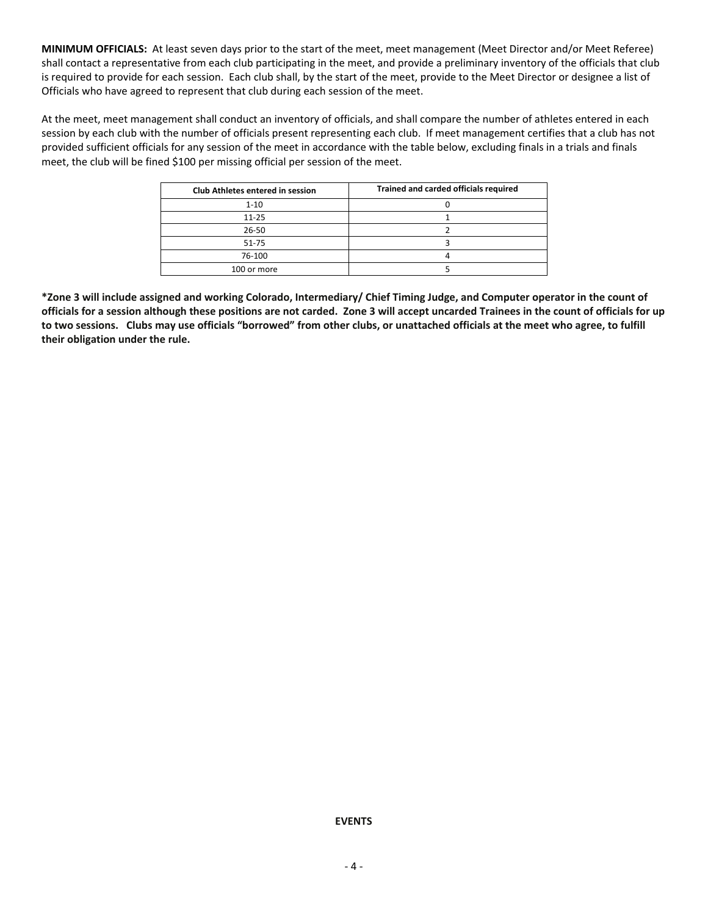**MINIMUM OFFICIALS:** At least seven days prior to the start of the meet, meet management (Meet Director and/or Meet Referee) shall contact a representative from each club participating in the meet, and provide a preliminary inventory of the officials that club is required to provide for each session. Each club shall, by the start of the meet, provide to the Meet Director or designee a list of Officials who have agreed to represent that club during each session of the meet.

At the meet, meet management shall conduct an inventory of officials, and shall compare the number of athletes entered in each session by each club with the number of officials present representing each club. If meet management certifies that a club has not provided sufficient officials for any session of the meet in accordance with the table below, excluding finals in a trials and finals meet, the club will be fined $100 per missing official per session of the meet.

| Club Athletes entered in session | Trained and carded officials required |
|---|---|
| 1-10 | 0 |
| 11-25 | 1 |
| 26-50 | 2 |
| 51-75 | 3 |
| 76-100 | 4 |
| 100 or more | 5 |

**\*Zone 3 will include assigned and working Colorado, Intermediary/ Chief Timing Judge, and Computer operator in the count of officials for a session although these positions are not carded. Zone 3 will accept uncarded Trainees in the count of officials for up to two sessions. Clubs may use officials "borrowed" from other clubs, or unattached officials at the meet who agree, to fulfill their obligation under the rule.**

**EVENTS**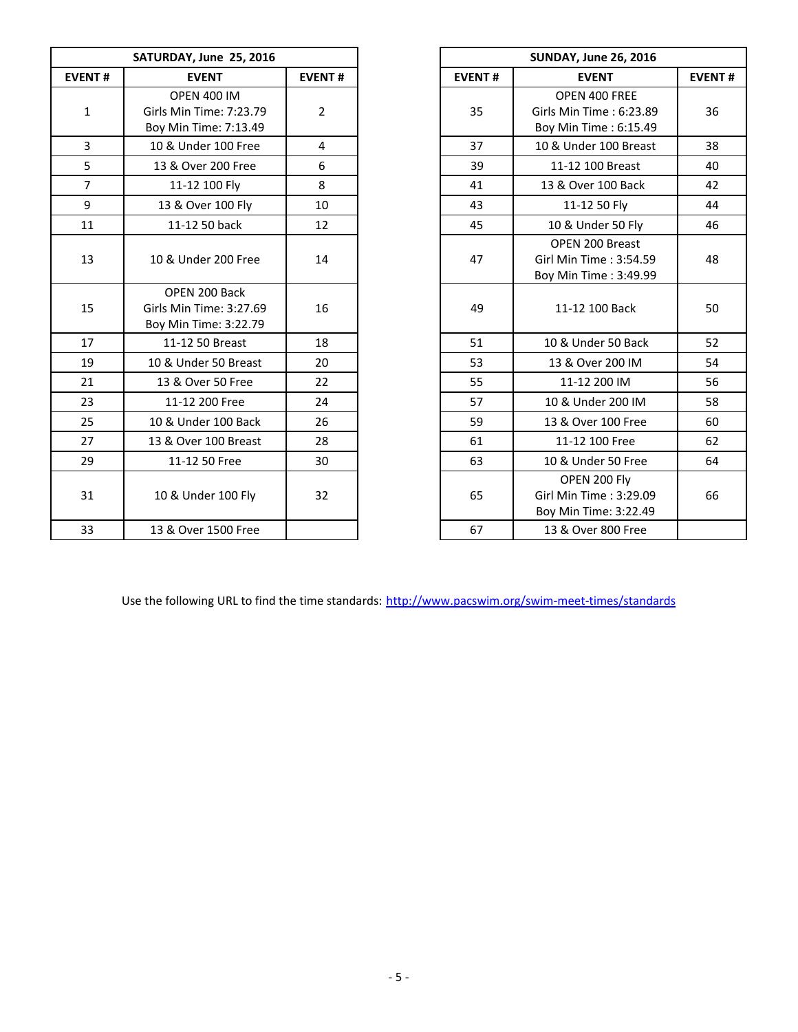| SATURDAY, June 25, 2016 | | |
|---|---|---|
| **EVENT #** | **EVENT** | **EVENT #** |
| 1 | OPEN 400 IM<br>Girls Min Time: 7:23.79<br>Boy Min Time: 7:13.49 | 2 |
| 3 | 10 & Under 100 Free | 4 |
| 5 | 13 & Over 200 Free | 6 |
| 7 | 11-12 100 Fly | 8 |
| 9 | 13 & Over 100 Fly | 10 |
| 11 | 11-12 50 back | 12 |
| 13 | 10 & Under 200 Free | 14 |
| 15 | OPEN 200 Back<br>Girls Min Time: 3:27.69<br>Boy Min Time: 3:22.79 | 16 |
| 17 | 11-12 50 Breast | 18 |
| 19 | 10 & Under 50 Breast | 20 |
| 21 | 13 & Over 50 Free | 22 |
| 23 | 11-12 200 Free | 24 |
| 25 | 10 & Under 100 Back | 26 |
| 27 | 13 & Over 100 Breast | 28 |
| 29 | 11-12 50 Free | 30 |
| 31 | 10 & Under 100 Fly | 32 |
| 33 | 13 & Over 1500 Free | |

| SUNDAY, June 26, 2016 | | |
|---|---|---|
| **EVENT #** | **EVENT** | **EVENT #** |
| 35 | OPEN 400 FREE<br>Girls Min Time : 6:23.89<br>Boy Min Time : 6:15.49 | 36 |
| 37 | 10 & Under 100 Breast | 38 |
| 39 | 11-12 100 Breast | 40 |
| 41 | 13 & Over 100 Back | 42 |
| 43 | 11-12 50 Fly | 44 |
| 45 | 10 & Under 50 Fly | 46 |
| 47 | OPEN 200 Breast<br>Girl Min Time : 3:54.59<br>Boy Min Time : 3:49.99 | 48 |
| 49 | 11-12 100 Back | 50 |
| 51 | 10 & Under 50 Back | 52 |
| 53 | 13 & Over 200 IM | 54 |
| 55 | 11-12 200 IM | 56 |
| 57 | 10 & Under 200 IM | 58 |
| 59 | 13 & Over 100 Free | 60 |
| 61 | 11-12 100 Free | 62 |
| 63 | 10 & Under 50 Free | 64 |
| 65 | OPEN 200 Fly<br>Girl Min Time : 3:29.09<br>Boy Min Time: 3:22.49 | 66 |
| 67 | 13 & Over 800 Free | |

Use the following URL to find the time standards: http://www.pacswim.org/swim-meet-times/standards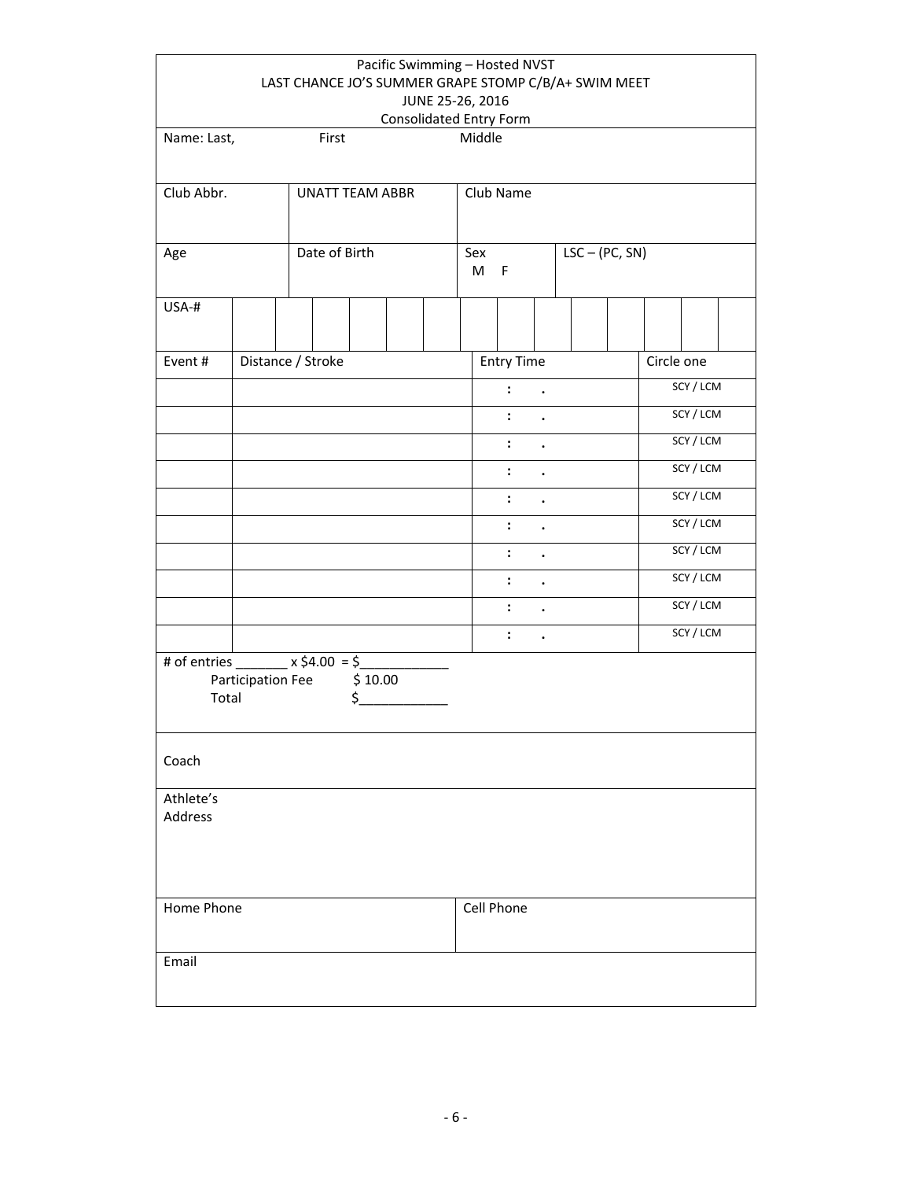Pacific Swimming – Hosted NVST

LAST CHANCE JO'S SUMMER GRAPE STOMP C/B/A+ SWIM MEET

JUNE 25-26, 2016

Consolidated Entry Form

| Name: Last, | First | Middle | |
|---|---|---|---|
| **Club Abbr.** | **UNATT TEAM ABBR** | **Club Name** | |
| **Age** | **Date of Birth** | **Sex** M F | **LSC – (PC, SN)** |
| **USA-#** | | | |

| Event # | Distance / Stroke | Entry Time | Circle one |
|---|---|---|---|
| | | : . | SCY / LCM |
| | | : . | SCY / LCM |
| | | : . | SCY / LCM |
| | | : . | SCY / LCM |
| | | : . | SCY / LCM |
| | | : . | SCY / LCM |
| | | : . | SCY / LCM |
| | | : . | SCY / LCM |
| | | : . | SCY / LCM |
| | | : . | SCY / LCM |

# of entries _______ x $4.00 = $____________

Participation Fee $ 10.00

Total $____________

| | |
|---|---|
| Coach | |
| Athlete's Address | |
| Home Phone | Cell Phone |
| Email | |